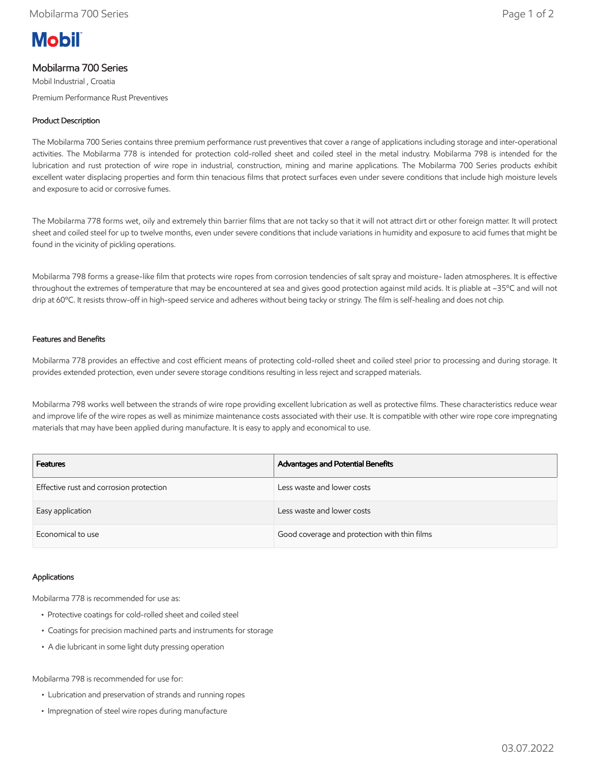# Mobilarma 700 Series

Mobil Industrial , Croatia

Premium Performance Rust Preventives

## Product Description

The Mobilarma 700 Series contains three premium performance rust preventives that cover a range of applications including storage and inter-operational activities. The Mobilarma 778 is intended for protection cold-rolled sheet and coiled steel in the metal industry. Mobilarma 798 is intended for the lubrication and rust protection of wire rope in industrial, construction, mining and marine applications. The Mobilarma 700 Series products exhibit excellent water displacing properties and form thin tenacious films that protect surfaces even under severe conditions that include high moisture levels and exposure to acid or corrosive fumes.

The Mobilarma 778 forms wet, oily and extremely thin barrier films that are not tacky so that it will not attract dirt or other foreign matter. It will protect sheet and coiled steel for up to twelve months, even under severe conditions that include variations in humidity and exposure to acid fumes that might be found in the vicinity of pickling operations.

Mobilarma 798 forms a grease-like film that protects wire ropes from corrosion tendencies of salt spray and moisture- laden atmospheres. It is effective throughout the extremes of temperature that may be encountered at sea and gives good protection against mild acids. It is pliable at –35ºC and will not drip at 60ºC. It resists throw-off in high-speed service and adheres without being tacky or stringy. The film is self-healing and does not chip.

## Features and Benefits

Mobilarma 778 provides an effective and cost efficient means of protecting cold-rolled sheet and coiled steel prior to processing and during storage. It provides extended protection, even under severe storage conditions resulting in less reject and scrapped materials.

Mobilarma 798 works well between the strands of wire rope providing excellent lubrication as well as protective films. These characteristics reduce wear and improve life of the wire ropes as well as minimize maintenance costs associated with their use. It is compatible with other wire rope core impregnating materials that may have been applied during manufacture. It is easy to apply and economical to use.

| Features | Advantages and Potential Benefits |
| --- | --- |
| Effective rust and corrosion protection | Less waste and lower costs |
| Easy application | Less waste and lower costs |
| Economical to use | Good coverage and protection with thin films |

## Applications

Mobilarma 778 is recommended for use as:

- Protective coatings for cold-rolled sheet and coiled steel
- Coatings for precision machined parts and instruments for storage
- A die lubricant in some light duty pressing operation

Mobilarma 798 is recommended for use for:

- Lubrication and preservation of strands and running ropes
- Impregnation of steel wire ropes during manufacture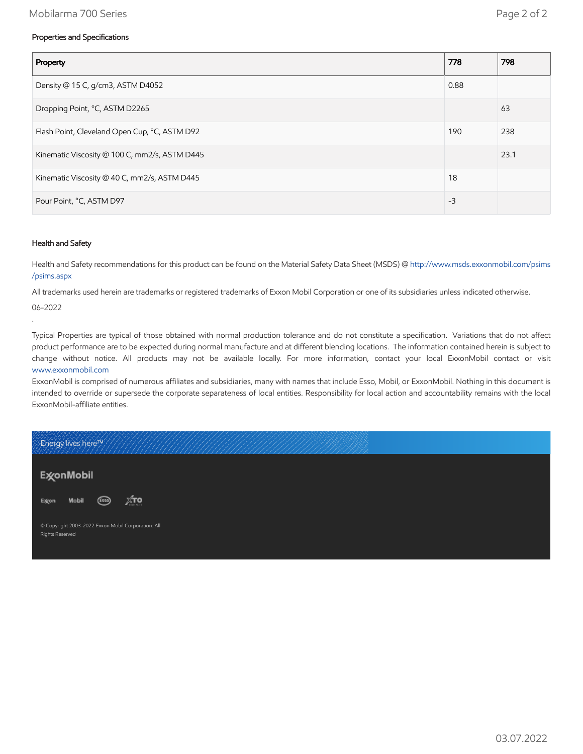### Properties and Specifications

| Property | 778 | 798 |
|---|---|---|
| Density @ 15 C, g/cm3, ASTM D4052 | 0.88 | |
| Dropping Point, °C, ASTM D2265 | | 63 |
| Flash Point, Cleveland Open Cup, °C, ASTM D92 | 190 | 238 |
| Kinematic Viscosity @ 100 C, mm2/s, ASTM D445 | | 23.1 |
| Kinematic Viscosity @ 40 C, mm2/s, ASTM D445 | 18 | |
| Pour Point, °C, ASTM D97 | -3 | |

### Health and Safety

Health and Safety recommendations for this product can be found on the Material Safety Data Sheet (MSDS) @ http://www.msds.exxonmobil.com/psims/psims.aspx

All trademarks used herein are trademarks or registered trademarks of Exxon Mobil Corporation or one of its subsidiaries unless indicated otherwise.

06-2022

.

Typical Properties are typical of those obtained with normal production tolerance and do not constitute a specification. Variations that do not affect product performance are to be expected during normal manufacture and at different blending locations. The information contained herein is subject to change without notice. All products may not be available locally. For more information, contact your local ExxonMobil contact or visit www.exxonmobil.com

ExxonMobil is comprised of numerous affiliates and subsidiaries, many with names that include Esso, Mobil, or ExxonMobil. Nothing in this document is intended to override or supersede the corporate separateness of local entities. Responsibility for local action and accountability remains with the local ExxonMobil-affiliate entities.

Energy lives here™

ExxonMobil

Exxon Mobil Esso XTO

© Copyright 2003-2022 Exxon Mobil Corporation. All Rights Reserved

03.07.2022